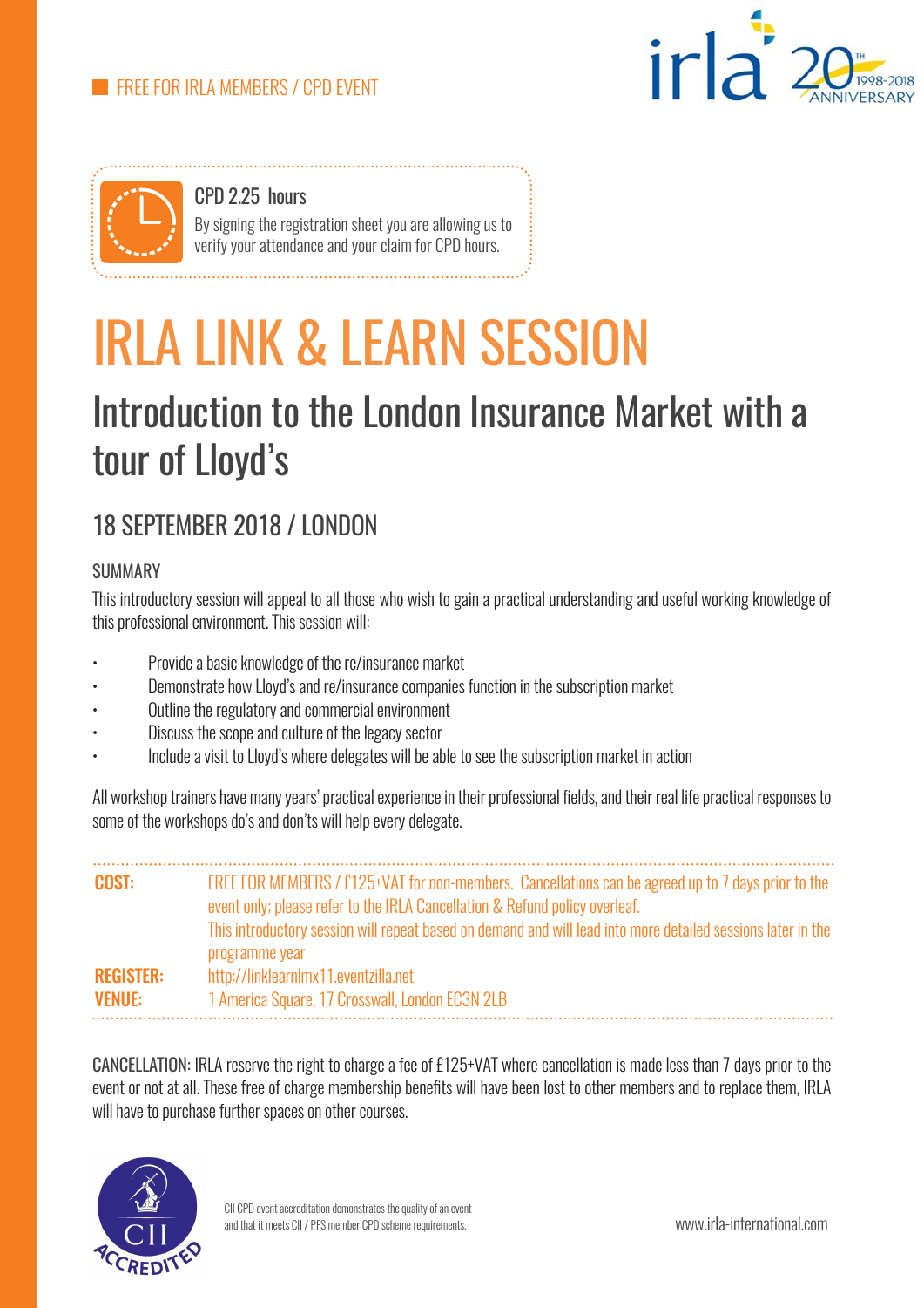FREE FOR IRLA MEMBERS / CPD EVENT

irla 20TH 1998-2018 ANNIVERSARY

**CPD 2.25 hours**
By signing the registration sheet you are allowing us to verify your attendance and your claim for CPD hours.

# IRLA LINK & LEARN SESSION

## Introduction to the London Insurance Market with a tour of Lloyd's

### 18 SEPTEMBER 2018 / LONDON

SUMMARY

This introductory session will appeal to all those who wish to gain a practical understanding and useful working knowledge of this professional environment. This session will:

- Provide a basic knowledge of the re/insurance market
- Demonstrate how Lloyd's and re/insurance companies function in the subscription market
- Outline the regulatory and commercial environment
- Discuss the scope and culture of the legacy sector
- Include a visit to Lloyd's where delegates will be able to see the subscription market in action

All workshop trainers have many years' practical experience in their professional fields, and their real life practical responses to some of the workshops do's and don'ts will help every delegate.

**COST:** FREE FOR MEMBERS / £125+VAT for non-members. Cancellations can be agreed up to 7 days prior to the event only; please refer to the IRLA Cancellation & Refund policy overleaf.
This introductory session will repeat based on demand and will lead into more detailed sessions later in the programme year

**REGISTER:** http://linklearnlmx11.eventzilla.net

**VENUE:** 1 America Square, 17 Crosswall, London EC3N 2LB

CANCELLATION: IRLA reserve the right to charge a fee of £125+VAT where cancellation is made less than 7 days prior to the event or not at all. These free of charge membership benefits will have been lost to other members and to replace them, IRLA will have to purchase further spaces on other courses.

CII ACCREDITED

CII CPD event accreditation demonstrates the quality of an event and that it meets CII / PFS member CPD scheme requirements.

www.irla-international.com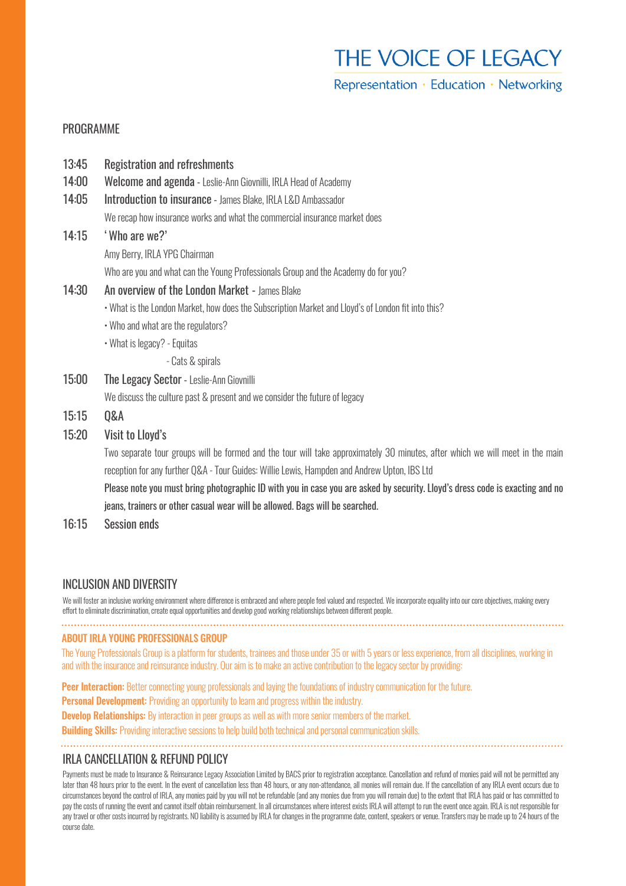# THE VOICE OF LEGACY

Representation · Education · Networking

## PROGRAMME

**13:45** **Registration and refreshments**

**14:00** **Welcome and agenda** - Leslie-Ann Giovnilli, IRLA Head of Academy

**14:05** **Introduction to insurance** - James Blake, IRLA L&D Ambassador

We recap how insurance works and what the commercial insurance market does

**14:15** **'Who are we?'**

Amy Berry, IRLA YPG Chairman

Who are you and what can the Young Professionals Group and the Academy do for you?

**14:30** **An overview of the London Market** - James Blake

- What is the London Market, how does the Subscription Market and Lloyd's of London fit into this?
- Who and what are the regulators?
- What is legacy? - Equitas
  - Cats & spirals

**15:00** **The Legacy Sector** - Leslie-Ann Giovnilli

We discuss the culture past & present and we consider the future of legacy

**15:15** **Q&A**

**15:20** **Visit to Lloyd's**

Two separate tour groups will be formed and the tour will take approximately 30 minutes, after which we will meet in the main reception for any further Q&A - Tour Guides: Willie Lewis, Hampden and Andrew Upton, IBS Ltd

**Please note you must bring photographic ID with you in case you are asked by security. Lloyd's dress code is exacting and no jeans, trainers or other casual wear will be allowed. Bags will be searched.**

**16:15** **Session ends**

## INCLUSION AND DIVERSITY

We will foster an inclusive working environment where difference is embraced and where people feel valued and respected. We incorporate equality into our core objectives, making every effort to eliminate discrimination, create equal opportunities and develop good working relationships between different people.

### ABOUT IRLA YOUNG PROFESSIONALS GROUP

The Young Professionals Group is a platform for students, trainees and those under 35 or with 5 years or less experience, from all disciplines, working in and with the insurance and reinsurance industry. Our aim is to make an active contribution to the legacy sector by providing:

**Peer Interaction:** Better connecting young professionals and laying the foundations of industry communication for the future.

**Personal Development:** Providing an opportunity to learn and progress within the industry.

**Develop Relationships:** By interaction in peer groups as well as with more senior members of the market.

**Building Skills:** Providing interactive sessions to help build both technical and personal communication skills.

## IRLA CANCELLATION & REFUND POLICY

Payments must be made to Insurance & Reinsurance Legacy Association Limited by BACS prior to registration acceptance. Cancellation and refund of monies paid will not be permitted any later than 48 hours prior to the event. In the event of cancellation less than 48 hours, or any non-attendance, all monies will remain due. If the cancellation of any IRLA event occurs due to circumstances beyond the control of IRLA, any monies paid by you will not be refundable (and any monies due from you will remain due) to the extent that IRLA has paid or has committed to pay the costs of running the event and cannot itself obtain reimbursement. In all circumstances where interest exists IRLA will attempt to run the event once again. IRLA is not responsible for any travel or other costs incurred by registrants. NO liability is assumed by IRLA for changes in the programme date, content, speakers or venue. Transfers may be made up to 24 hours of the course date.